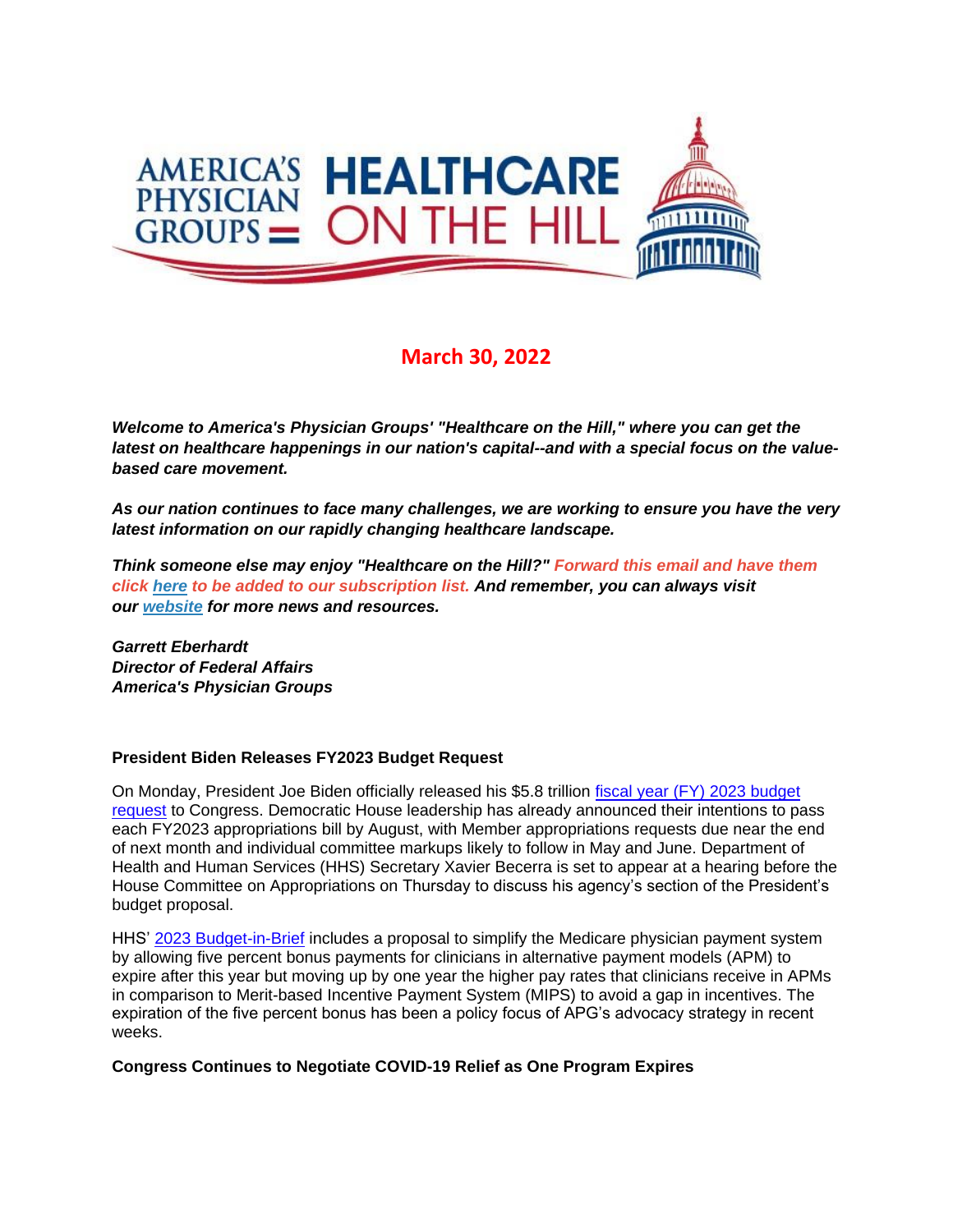March 30, 2022

***Welcome to America's Physician Groups' "Healthcare on the Hill," where you can get the latest on healthcare happenings in our nation's capital--and with a special focus on the value-based care movement.***

***As our nation continues to face many challenges, we are working to ensure you have the very latest information on our rapidly changing healthcare landscape.***

***Think someone else may enjoy "Healthcare on the Hill?" Forward this email and have them click here to be added to our subscription list. And remember, you can always visit our website for more news and resources.***

***Garrett Eberhardt***
***Director of Federal Affairs***
***America's Physician Groups***

**President Biden Releases FY2023 Budget Request**

On Monday, President Joe Biden officially released his $5.8 trillion fiscal year (FY) 2023 budget request to Congress. Democratic House leadership has already announced their intentions to pass each FY2023 appropriations bill by August, with Member appropriations requests due near the end of next month and individual committee markups likely to follow in May and June. Department of Health and Human Services (HHS) Secretary Xavier Becerra is set to appear at a hearing before the House Committee on Appropriations on Thursday to discuss his agency's section of the President's budget proposal.

HHS' 2023 Budget-in-Brief includes a proposal to simplify the Medicare physician payment system by allowing five percent bonus payments for clinicians in alternative payment models (APM) to expire after this year but moving up by one year the higher pay rates that clinicians receive in APMs in comparison to Merit-based Incentive Payment System (MIPS) to avoid a gap in incentives. The expiration of the five percent bonus has been a policy focus of APG's advocacy strategy in recent weeks.

**Congress Continues to Negotiate COVID-19 Relief as One Program Expires**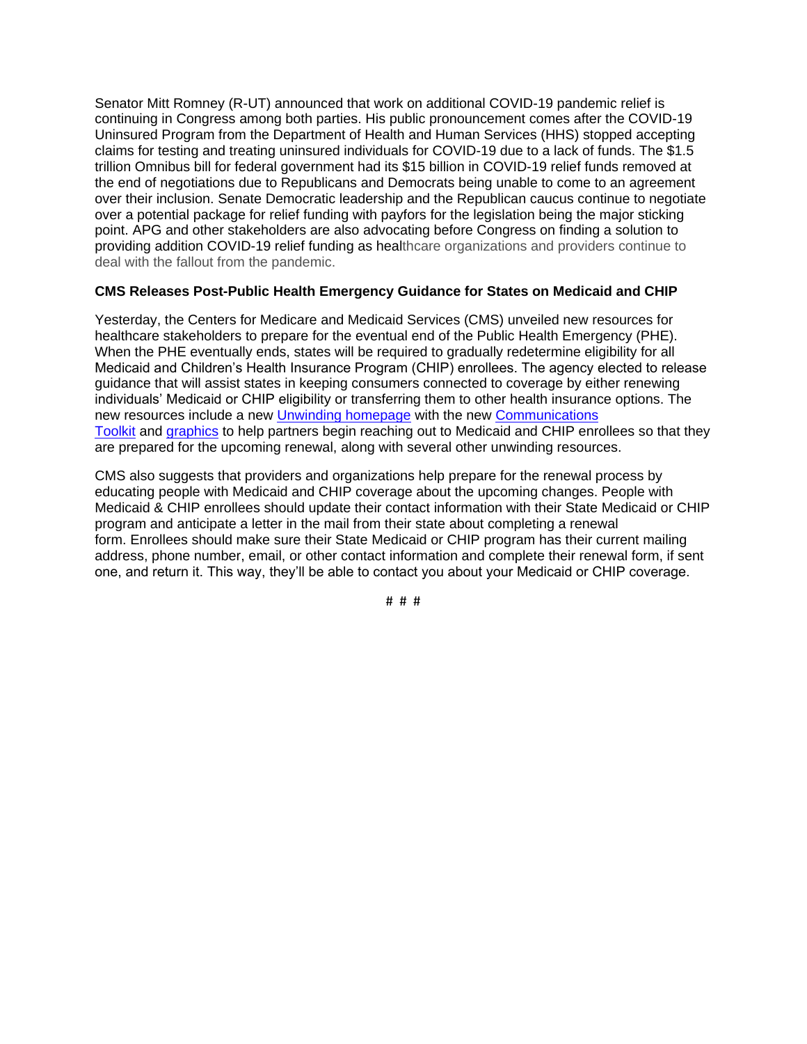Senator Mitt Romney (R-UT) announced that work on additional COVID-19 pandemic relief is continuing in Congress among both parties. His public pronouncement comes after the COVID-19 Uninsured Program from the Department of Health and Human Services (HHS) stopped accepting claims for testing and treating uninsured individuals for COVID-19 due to a lack of funds. The $1.5 trillion Omnibus bill for federal government had its $15 billion in COVID-19 relief funds removed at the end of negotiations due to Republicans and Democrats being unable to come to an agreement over their inclusion. Senate Democratic leadership and the Republican caucus continue to negotiate over a potential package for relief funding with payfors for the legislation being the major sticking point. APG and other stakeholders are also advocating before Congress on finding a solution to providing addition COVID-19 relief funding as healthcare organizations and providers continue to deal with the fallout from the pandemic.

**CMS Releases Post-Public Health Emergency Guidance for States on Medicaid and CHIP**

Yesterday, the Centers for Medicare and Medicaid Services (CMS) unveiled new resources for healthcare stakeholders to prepare for the eventual end of the Public Health Emergency (PHE). When the PHE eventually ends, states will be required to gradually redetermine eligibility for all Medicaid and Children's Health Insurance Program (CHIP) enrollees. The agency elected to release guidance that will assist states in keeping consumers connected to coverage by either renewing individuals' Medicaid or CHIP eligibility or transferring them to other health insurance options. The new resources include a new Unwinding homepage with the new Communications Toolkit and graphics to help partners begin reaching out to Medicaid and CHIP enrollees so that they are prepared for the upcoming renewal, along with several other unwinding resources.

CMS also suggests that providers and organizations help prepare for the renewal process by educating people with Medicaid and CHIP coverage about the upcoming changes. People with Medicaid & CHIP enrollees should update their contact information with their State Medicaid or CHIP program and anticipate a letter in the mail from their state about completing a renewal form. Enrollees should make sure their State Medicaid or CHIP program has their current mailing address, phone number, email, or other contact information and complete their renewal form, if sent one, and return it. This way, they'll be able to contact you about your Medicaid or CHIP coverage.

# # #